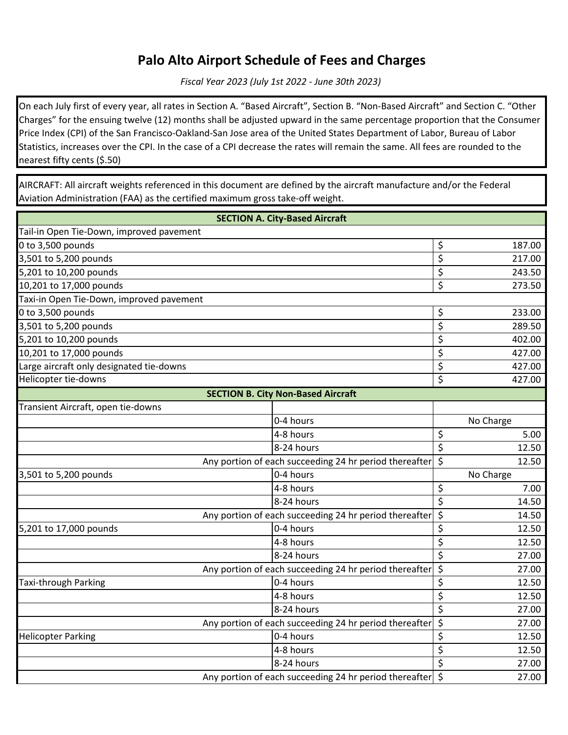# Palo Alto Airport Schedule of Fees and Charges

*Fiscal Year 2023 (July 1st 2022 - June 30th 2023)*

On each July first of every year, all rates in Section A. "Based Aircraft", Section B. "Non-Based Aircraft" and Section C. "Other Charges" for the ensuing twelve (12) months shall be adjusted upward in the same percentage proportion that the Consumer Price Index (CPI) of the San Francisco-Oakland-San Jose area of the United States Department of Labor, Bureau of Labor Statistics, increases over the CPI. In the case of a CPI decrease the rates will remain the same. All fees are rounded to the nearest fifty cents ($.50)

AIRCRAFT: All aircraft weights referenced in this document are defined by the aircraft manufacture and/or the Federal Aviation Administration (FAA) as the certified maximum gross take-off weight.

| SECTION A. City-Based Aircraft | |
|---|---|
| Tail-in Open Tie-Down, improved pavement | |
| 0 to 3,500 pounds | $ 187.00 |
| 3,501 to 5,200 pounds | $ 217.00 |
| 5,201 to 10,200 pounds | $ 243.50 |
| 10,201 to 17,000 pounds | $ 273.50 |
| Taxi-in Open Tie-Down, improved pavement | |
| 0 to 3,500 pounds | $ 233.00 |
| 3,501 to 5,200 pounds | $ 289.50 |
| 5,201 to 10,200 pounds | $ 402.00 |
| 10,201 to 17,000 pounds | $ 427.00 |
| Large aircraft only designated tie-downs | $ 427.00 |
| Helicopter tie-downs | $ 427.00 |

| SECTION B. City Non-Based Aircraft | | |
|---|---|---|
| Transient Aircraft, open tie-downs | | |
| | 0-4 hours | No Charge |
| | 4-8 hours | $ 5.00 |
| | 8-24 hours | $ 12.50 |
| | Any portion of each succeeding 24 hr period thereafter | $ 12.50 |
| 3,501 to 5,200 pounds | 0-4 hours | No Charge |
| | 4-8 hours | $ 7.00 |
| | 8-24 hours | $ 14.50 |
| | Any portion of each succeeding 24 hr period thereafter | $ 14.50 |
| 5,201 to 17,000 pounds | 0-4 hours | $ 12.50 |
| | 4-8 hours | $ 12.50 |
| | 8-24 hours | $ 27.00 |
| | Any portion of each succeeding 24 hr period thereafter | $ 27.00 |
| Taxi-through Parking | 0-4 hours | $ 12.50 |
| | 4-8 hours | $ 12.50 |
| | 8-24 hours | $ 27.00 |
| | Any portion of each succeeding 24 hr period thereafter | $ 27.00 |
| Helicopter Parking | 0-4 hours | $ 12.50 |
| | 4-8 hours | $ 12.50 |
| | 8-24 hours | $ 27.00 |
| | Any portion of each succeeding 24 hr period thereafter | $ 27.00 |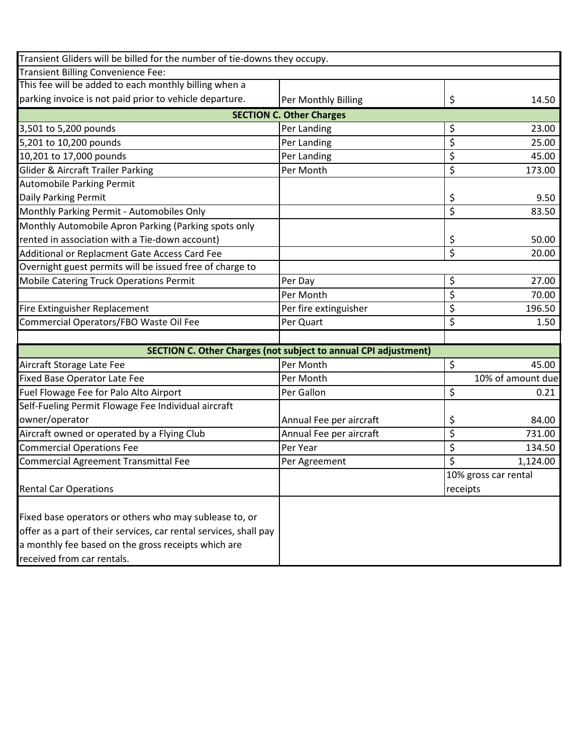| | | |
|---|---|---|
| Transient Gliders will be billed for the number of tie-downs they occupy. | | |
| Transient Billing Convenience Fee: | | |
| This fee will be added to each monthly billing when a parking invoice is not paid prior to vehicle departure. | Per Monthly Billing | $ 14.50 |
| **SECTION C. Other Charges** | | |
| 3,501 to 5,200 pounds | Per Landing | $ 23.00 |
| 5,201 to 10,200 pounds | Per Landing | $ 25.00 |
| 10,201 to 17,000 pounds | Per Landing | $ 45.00 |
| Glider & Aircraft Trailer Parking | Per Month | $ 173.00 |
| Automobile Parking Permit<br>Daily Parking Permit | | $ 9.50 |
| Monthly Parking Permit - Automobiles Only | | $ 83.50 |
| Monthly Automobile Apron Parking (Parking spots only rented in association with a Tie-down account) | | $ 50.00 |
| Additional or Replacment Gate Access Card Fee | | $ 20.00 |
| Overnight guest permits will be issued free of charge to | | |
| Mobile Catering Truck Operations Permit | Per Day | $ 27.00 |
| | Per Month | $ 70.00 |
| Fire Extinguisher Replacement | Per fire extinguisher | $ 196.50 |
| Commercial Operators/FBO Waste Oil Fee | Per Quart | $ 1.50 |
| | | |
| **SECTION C. Other Charges (not subject to annual CPI adjustment)** | | |
| Aircraft Storage Late Fee | Per Month | $ 45.00 |
| Fixed Base Operator Late Fee | Per Month | 10% of amount due |
| Fuel Flowage Fee for Palo Alto Airport | Per Gallon | $ 0.21 |
| Self-Fueling Permit Flowage Fee Individual aircraft owner/operator | Annual Fee per aircraft | $ 84.00 |
| Aircraft owned or operated by a Flying Club | Annual Fee per aircraft | $ 731.00 |
| Commercial Operations Fee | Per Year | $ 134.50 |
| Commercial Agreement Transmittal Fee | Per Agreement | $ 1,124.00 |
| Rental Car Operations | | 10% gross car rental receipts |
| Fixed base operators or others who may sublease to, or offer as a part of their services, car rental services, shall pay a monthly fee based on the gross receipts which are received from car rentals. | | |